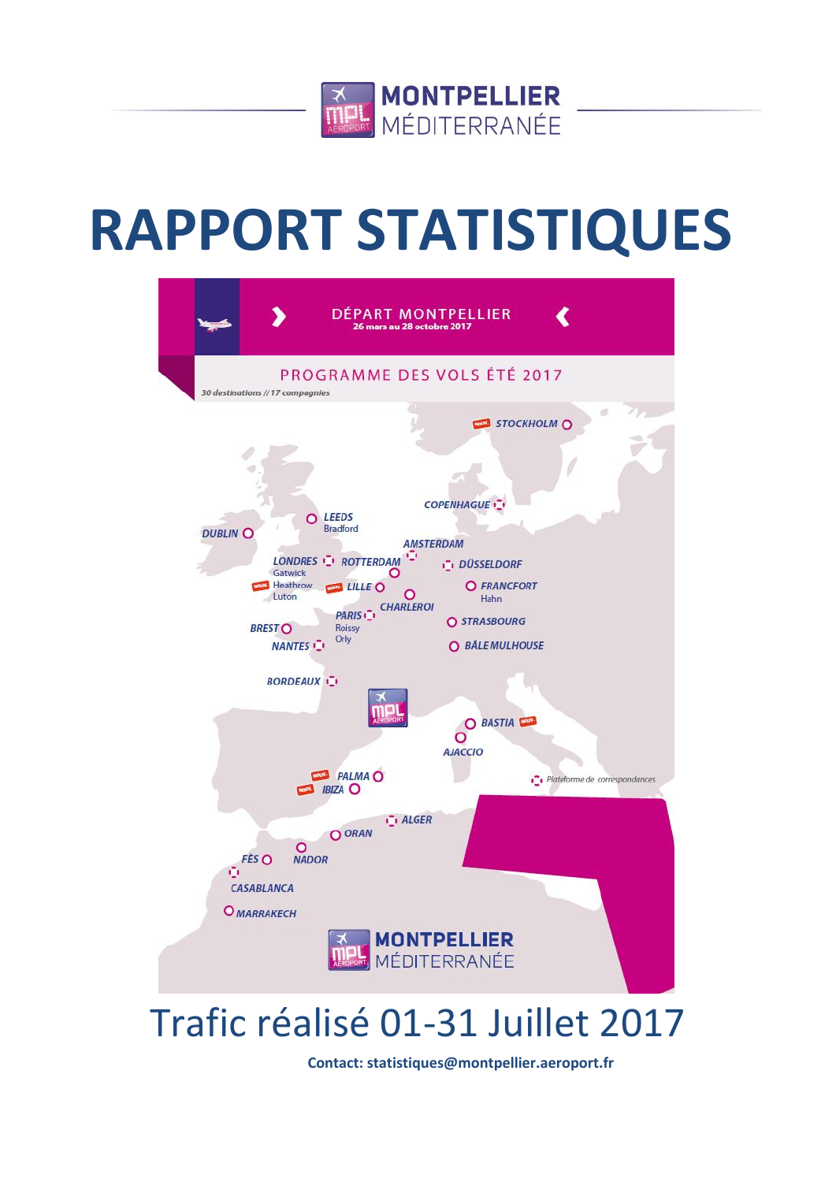MONTPELLIER MÉDITERRANÉE

# RAPPORT STATISTIQUES

DÉPART MONTPELLIER
26 mars au 28 octobre 2017

PROGRAMME DES VOLS ÉTÉ 2017

30 destinations // 17 compagnies

STOCKHOLM, COPENHAGUE, LEEDS Bradford, DUBLIN, AMSTERDAM, LONDRES Gatwick Heathrow Luton, ROTTERDAM, DÜSSELDORF, LILLE, FRANCFORT Hahn, CHARLEROI, PARIS Roissy Orly, BREST, STRASBOURG, NANTES, BÂLE MULHOUSE, BORDEAUX, BASTIA, AJACCIO, PALMA, IBIZA, ALGER, ORAN, FÈS, NADOR, CASABLANCA, MARRAKECH

Plateforme de correspondances

## Trafic réalisé 01-31 Juillet 2017

**Contact: statistiques@montpellier.aeroport.fr**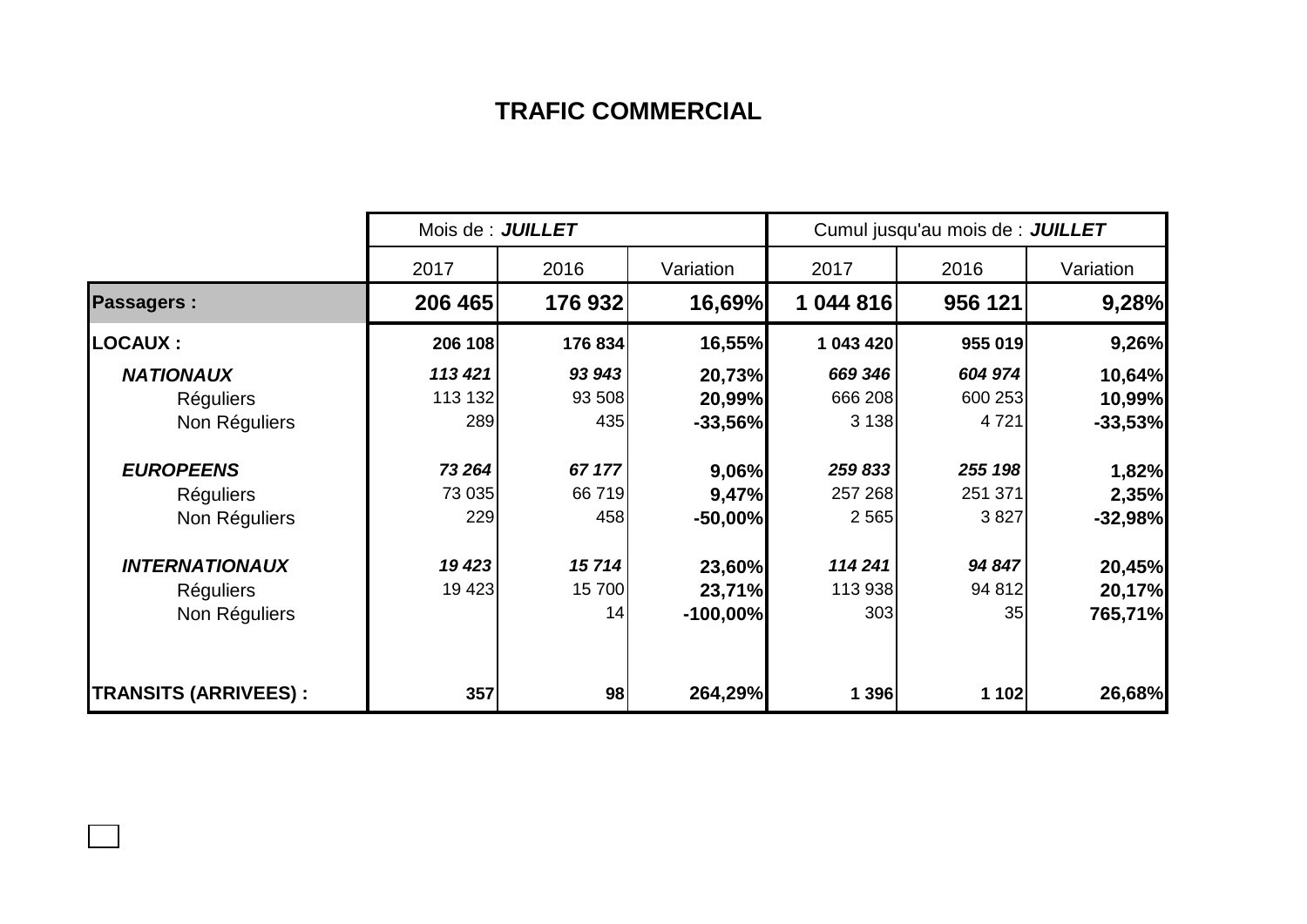# TRAFIC COMMERCIAL

| | Mois de : ***JUILLET*** | | | Cumul jusqu'au mois de : ***JUILLET*** | | |
|---|---|---|---|---|---|---|
| | 2017 | 2016 | Variation | 2017 | 2016 | Variation |
| **Passagers :** | **206 465** | **176 932** | **16,69%** | **1 044 816** | **956 121** | **9,28%** |
| **LOCAUX :** | **206 108** | **176 834** | **16,55%** | **1 043 420** | **955 019** | **9,26%** |
| ***NATIONAUX*** | ***113 421*** | ***93 943*** | **20,73%** | ***669 346*** | ***604 974*** | **10,64%** |
| Réguliers | 113 132 | 93 508 | **20,99%** | 666 208 | 600 253 | **10,99%** |
| Non Réguliers | 289 | 435 | **-33,56%** | 3 138 | 4 721 | **-33,53%** |
| ***EUROPEENS*** | ***73 264*** | ***67 177*** | **9,06%** | ***259 833*** | ***255 198*** | **1,82%** |
| Réguliers | 73 035 | 66 719 | **9,47%** | 257 268 | 251 371 | **2,35%** |
| Non Réguliers | 229 | 458 | **-50,00%** | 2 565 | 3 827 | **-32,98%** |
| ***INTERNATIONAUX*** | ***19 423*** | ***15 714*** | **23,60%** | ***114 241*** | ***94 847*** | **20,45%** |
| Réguliers | 19 423 | 15 700 | **23,71%** | 113 938 | 94 812 | **20,17%** |
| Non Réguliers | | 14 | **-100,00%** | 303 | 35 | **765,71%** |
| **TRANSITS (ARRIVEES) :** | **357** | **98** | **264,29%** | **1 396** | **1 102** | **26,68%** |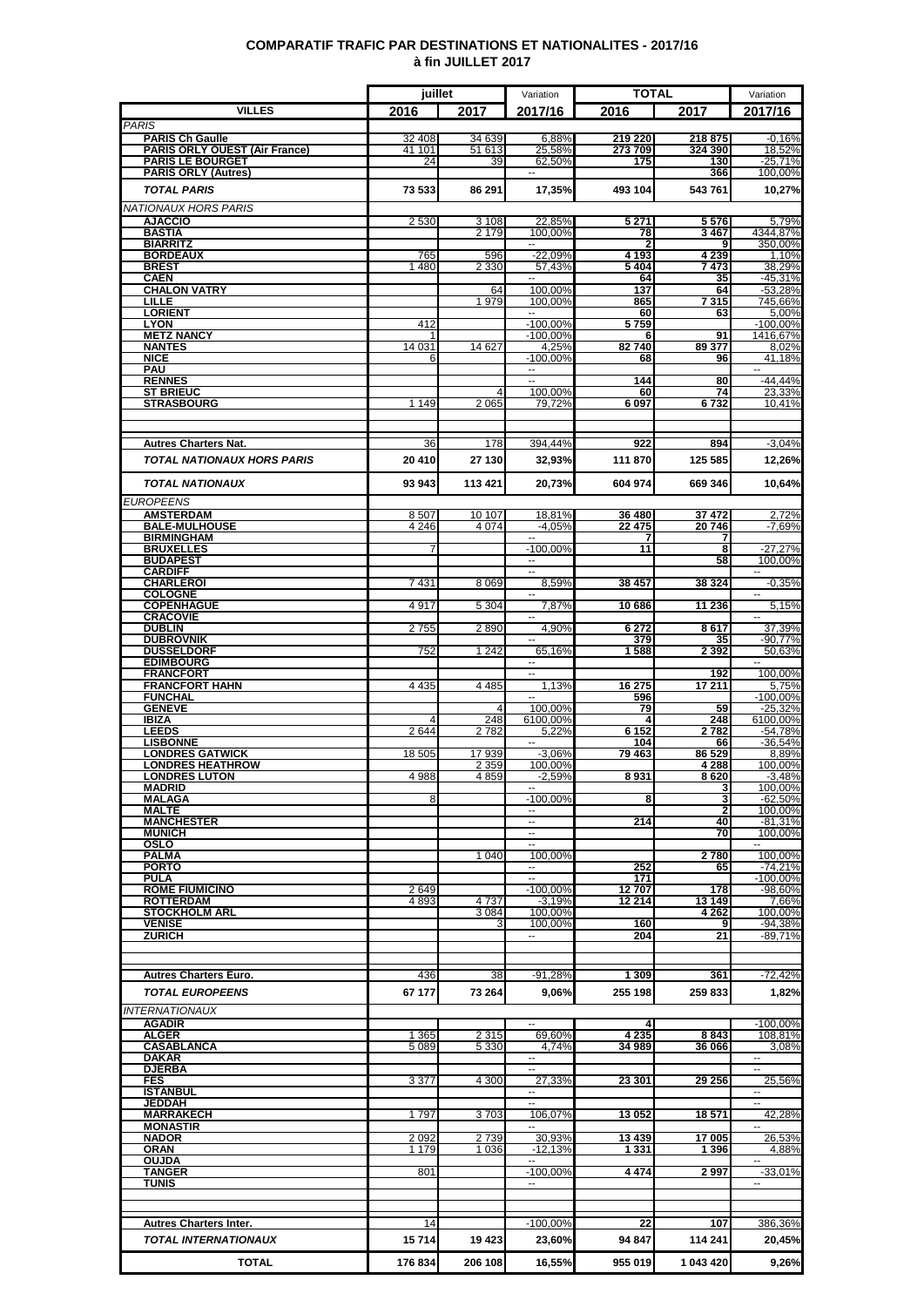**COMPARATIF TRAFIC PAR DESTINATIONS ET NATIONALITES - 2017/16**
**à fin JUILLET 2017**

| | juillet | | Variation | TOTAL | | Variation |
|---|---|---|---|---|---|---|
| **VILLES** | **2016** | **2017** | **2017/16** | **2016** | **2017** | **2017/16** |
| *PARIS* | | | | | | |
| **PARIS Ch Gaulle** | 32 408 | 34 639 | 6,88% | 219 220 | 218 875 | -0,16% |
| **PARIS ORLY OUEST (Air France)** | 41 101 | 51 613 | 25,58% | 273 709 | 324 390 | 18,52% |
| **PARIS LE BOURGET** | 24 | 39 | 62,50% | 175 | 130 | -25,71% |
| **PARIS ORLY (Autres)** | | | -- | | 366 | 100,00% |
| ***TOTAL PARIS*** | **73 533** | **86 291** | **17,35%** | **493 104** | **543 761** | **10,27%** |
| *NATIONAUX HORS PARIS* | | | | | | |
| **AJACCIO** | 2 530 | 3 108 | 22,85% | 5 271 | 5 576 | 5,79% |
| **BASTIA** | | 2 179 | 100,00% | 78 | 3 467 | 4344,87% |
| **BIARRITZ** | | | -- | 2 | 9 | 350,00% |
| **BORDEAUX** | 765 | 596 | -22,09% | 4 193 | 4 239 | 1,10% |
| **BREST** | 1 480 | 2 330 | 57,43% | 5 404 | 7 473 | 38,29% |
| **CAEN** | | | -- | 64 | 35 | -45,31% |
| **CHALON VATRY** | | 64 | 100,00% | 137 | 64 | -53,28% |
| **LILLE** | | 1 979 | 100,00% | 865 | 7 315 | 745,66% |
| **LORIENT** | | | -- | 60 | 63 | 5,00% |
| **LYON** | 412 | | -100,00% | 5 759 | | -100,00% |
| **METZ NANCY** | 1 | | -100,00% | 6 | 91 | 1416,67% |
| **NANTES** | 14 031 | 14 627 | 4,25% | 82 740 | 89 377 | 8,02% |
| **NICE** | 6 | | -100,00% | 68 | 96 | 41,18% |
| **PAU** | | | -- | | | -- |
| **RENNES** | | | -- | 144 | 80 | -44,44% |
| **ST BRIEUC** | | 4 | 100,00% | 60 | 74 | 23,33% |
| **STRASBOURG** | 1 149 | 2 065 | 79,72% | 6 097 | 6 732 | 10,41% |
| **Autres Charters Nat.** | 36 | 178 | 394,44% | 922 | 894 | -3,04% |
| ***TOTAL NATIONAUX HORS PARIS*** | **20 410** | **27 130** | **32,93%** | **111 870** | **125 585** | **12,26%** |
| ***TOTAL NATIONAUX*** | **93 943** | **113 421** | **20,73%** | **604 974** | **669 346** | **10,64%** |
| *EUROPEENS* | | | | | | |
| **AMSTERDAM** | 8 507 | 10 107 | 18,81% | 36 480 | 37 472 | 2,72% |
| **BALE-MULHOUSE** | 4 246 | 4 074 | -4,05% | 22 475 | 20 746 | -7,69% |
| **BIRMINGHAM** | | | -- | 7 | 7 | |
| **BRUXELLES** | 7 | | -100,00% | 11 | 8 | -27,27% |
| **BUDAPEST** | | | -- | | 58 | 100,00% |
| **CARDIFF** | | | -- | | | -- |
| **CHARLEROI** | 7 431 | 8 069 | 8,59% | 38 457 | 38 324 | -0,35% |
| **COLOGNE** | | | -- | | | -- |
| **COPENHAGUE** | 4 917 | 5 304 | 7,87% | 10 686 | 11 236 | 5,15% |
| **CRACOVIE** | | | -- | | | -- |
| **DUBLIN** | 2 755 | 2 890 | 4,90% | 6 272 | 8 617 | 37,39% |
| **DUBROVNIK** | | | -- | 379 | 35 | -90,77% |
| **DUSSELDORF** | 752 | 1 242 | 65,16% | 1 588 | 2 392 | 50,63% |
| **EDIMBOURG** | | | -- | | | -- |
| **FRANCFORT** | | | -- | | 192 | 100,00% |
| **FRANCFORT HAHN** | 4 435 | 4 485 | 1,13% | 16 275 | 17 211 | 5,75% |
| **FUNCHAL** | | | -- | 596 | | -100,00% |
| **GENEVE** | | 4 | 100,00% | 79 | 59 | -25,32% |
| **IBIZA** | 4 | 248 | 6100,00% | 4 | 248 | 6100,00% |
| **LEEDS** | 2 644 | 2 782 | 5,22% | 6 152 | 2 782 | -54,78% |
| **LISBONNE** | | | -- | 104 | 66 | -36,54% |
| **LONDRES GATWICK** | 18 505 | 17 939 | -3,06% | 79 463 | 86 529 | 8,89% |
| **LONDRES HEATHROW** | | 2 359 | 100,00% | | 4 288 | 100,00% |
| **LONDRES LUTON** | 4 988 | 4 859 | -2,59% | 8 931 | 8 620 | -3,48% |
| **MADRID** | | | -- | | 3 | 100,00% |
| **MALAGA** | 8 | | -100,00% | 8 | 3 | -62,50% |
| **MALTE** | | | -- | | 2 | 100,00% |
| **MANCHESTER** | | | -- | 214 | 40 | -81,31% |
| **MUNICH** | | | -- | | 70 | 100,00% |
| **OSLO** | | | -- | | | -- |
| **PALMA** | | 1 040 | 100,00% | | 2 780 | 100,00% |
| **PORTO** | | | -- | 252 | 65 | -74,21% |
| **PULA** | | | -- | 171 | | -100,00% |
| **ROME FIUMICINO** | 2 649 | | -100,00% | 12 707 | 178 | -98,60% |
| **ROTTERDAM** | 4 893 | 4 737 | -3,19% | 12 214 | 13 149 | 7,66% |
| **STOCKHOLM ARL** | | 3 084 | 100,00% | | 4 262 | 100,00% |
| **VENISE** | | 3 | 100,00% | 160 | 9 | -94,38% |
| **ZURICH** | | | -- | 204 | 21 | -89,71% |
| **Autres Charters Euro.** | 436 | 38 | -91,28% | 1 309 | 361 | -72,42% |
| ***TOTAL EUROPEENS*** | **67 177** | **73 264** | **9,06%** | **255 198** | **259 833** | **1,82%** |
| *INTERNATIONAUX* | | | | | | |
| **AGADIR** | | | -- | 4 | | -100,00% |
| **ALGER** | 1 365 | 2 315 | 69,60% | 4 235 | 8 843 | 108,81% |
| **CASABLANCA** | 5 089 | 5 330 | 4,74% | 34 989 | 36 066 | 3,08% |
| **DAKAR** | | | -- | | | -- |
| **DJERBA** | | | -- | | | -- |
| **FES** | 3 377 | 4 300 | 27,33% | 23 301 | 29 256 | 25,56% |
| **ISTANBUL** | | | -- | | | -- |
| **JEDDAH** | | | -- | | | -- |
| **MARRAKECH** | 1 797 | 3 703 | 106,07% | 13 052 | 18 571 | 42,28% |
| **MONASTIR** | | | -- | | | -- |
| **NADOR** | 2 092 | 2 739 | 30,93% | 13 439 | 17 005 | 26,53% |
| **ORAN** | 1 179 | 1 036 | -12,13% | 1 331 | 1 396 | 4,88% |
| **OUJDA** | | | -- | | | -- |
| **TANGER** | 801 | | -100,00% | 4 474 | 2 997 | -33,01% |
| **TUNIS** | | | -- | | | -- |
| **Autres Charters Inter.** | 14 | | -100,00% | 22 | 107 | 386,36% |
| ***TOTAL INTERNATIONAUX*** | **15 714** | **19 423** | **23,60%** | **94 847** | **114 241** | **20,45%** |
| **TOTAL** | **176 834** | **206 108** | **16,55%** | **955 019** | **1 043 420** | **9,26%** |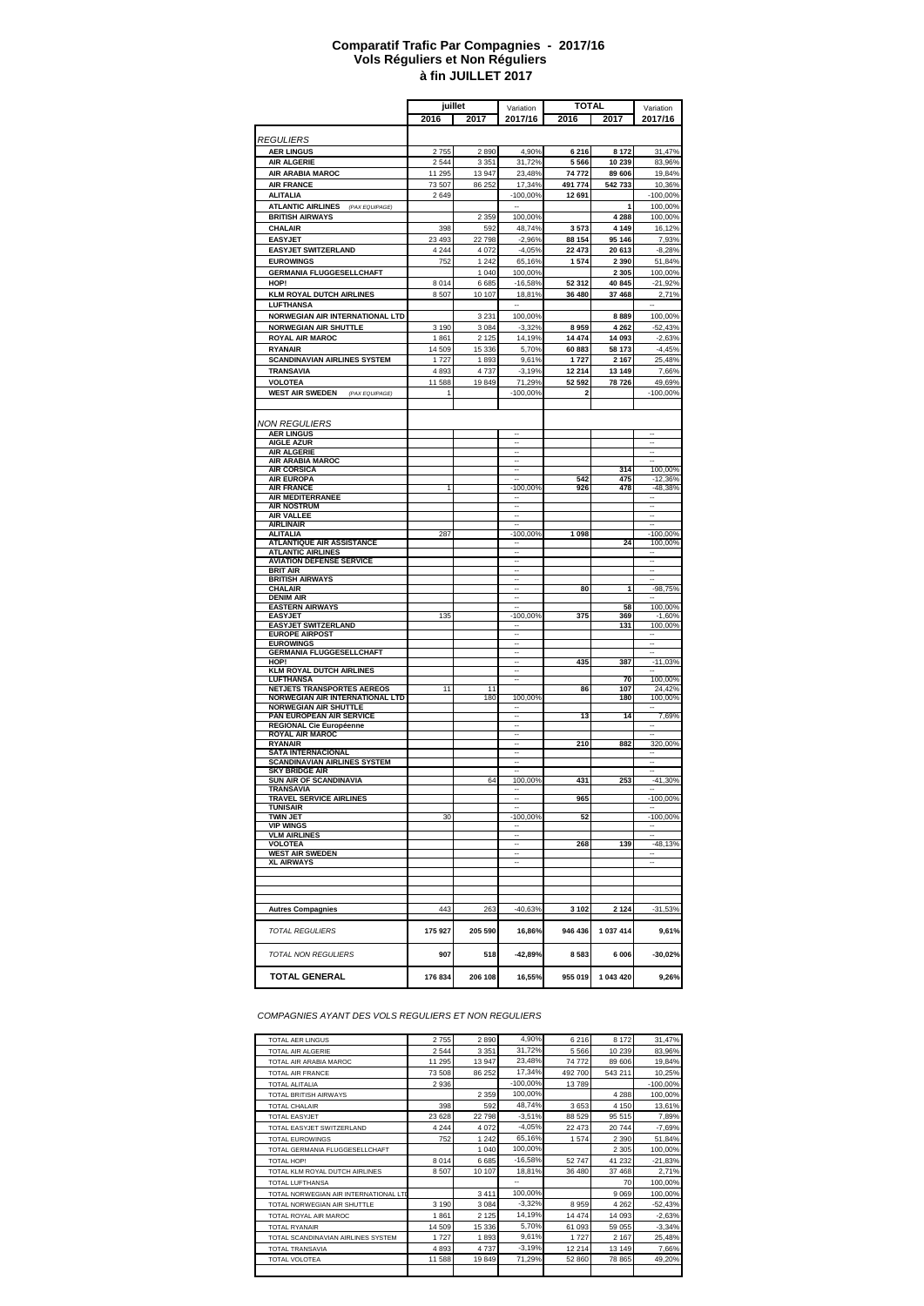# Comparatif Trafic Par Compagnies - 2017/16
## Vols Réguliers et Non Réguliers
## à fin JUILLET 2017

| | juillet 2016 | juillet 2017 | Variation 2017/16 | TOTAL 2016 | TOTAL 2017 | Variation 2017/16 |
|---|---|---|---|---|---|---|
| *REGULIERS* | | | | | | |
| AER LINGUS | 2 755 | 2 890 | 4,90% | 6 216 | 8 172 | 31,47% |
| AIR ALGERIE | 2 544 | 3 351 | 31,72% | 5 566 | 10 239 | 83,96% |
| AIR ARABIA MAROC | 11 295 | 13 947 | 23,48% | 74 772 | 89 606 | 19,84% |
| AIR FRANCE | 73 507 | 86 252 | 17,34% | 491 774 | 542 733 | 10,36% |
| ALITALIA | 2 649 | | -100,00% | 12 691 | | -100,00% |
| ATLANTIC AIRLINES (PAX EQUIPAGE) | | | -- | | 1 | 100,00% |
| BRITISH AIRWAYS | | 2 359 | 100,00% | | 4 288 | 100,00% |
| CHALAIR | 398 | 592 | 48,74% | 3 573 | 4 149 | 16,12% |
| EASYJET | 23 493 | 22 798 | -2,96% | 88 154 | 95 146 | 7,93% |
| EASYJET SWITZERLAND | 4 244 | 4 072 | -4,05% | 22 473 | 20 613 | -8,28% |
| EUROWINGS | 752 | 1 242 | 65,16% | 1 574 | 2 390 | 51,84% |
| GERMANIA FLUGGESELLCHAFT | | 1 040 | 100,00% | | 2 305 | 100,00% |
| HOP! | 8 014 | 6 685 | -16,58% | 52 312 | 40 845 | -21,92% |
| KLM ROYAL DUTCH AIRLINES | 8 507 | 10 107 | 18,81% | 36 480 | 37 468 | 2,71% |
| LUFTHANSA | | | -- | | | -- |
| NORWEGIAN AIR INTERNATIONAL LTD | | 3 231 | 100,00% | | 8 889 | 100,00% |
| NORWEGIAN AIR SHUTTLE | 3 190 | 3 084 | -3,32% | 8 959 | 4 262 | -52,43% |
| ROYAL AIR MAROC | 1 861 | 2 125 | 14,19% | 14 474 | 14 093 | -2,63% |
| RYANAIR | 14 509 | 15 336 | 5,70% | 60 883 | 58 173 | -4,45% |
| SCANDINAVIAN AIRLINES SYSTEM | 1 727 | 1 893 | 9,61% | 1 727 | 2 167 | 25,48% |
| TRANSAVIA | 4 893 | 4 737 | -3,19% | 12 214 | 13 149 | 7,66% |
| VOLOTEA | 11 588 | 19 849 | 71,29% | 52 592 | 78 726 | 49,69% |
| WEST AIR SWEDEN (PAX EQUIPAGE) | 1 | | -100,00% | 2 | | -100,00% |
| *NON REGULIERS* | | | | | | |
| AER LINGUS | | | -- | | | -- |
| AIGLE AZUR | | | -- | | | -- |
| AIR ALGERIE | | | -- | | | -- |
| AIR ARABIA MAROC | | | -- | | | -- |
| AIR CORSICA | | | -- | | 314 | 100,00% |
| AIR EUROPA | | | -- | 542 | 475 | -12,36% |
| AIR FRANCE | 1 | | -100,00% | 926 | 478 | -48,38% |
| AIR MEDITERRANEE | | | -- | | | -- |
| AIR NOSTRUM | | | -- | | | -- |
| AIR VALLEE | | | -- | | | -- |
| AIRLINAIR | | | -- | | | -- |
| ALITALIA | 287 | | -100,00% | 1 098 | | -100,00% |
| ATLANTIQUE AIR ASSISTANCE | | | -- | | 24 | 100,00% |
| ATLANTIC AIRLINES | | | -- | | | -- |
| AVIATION DEFENSE SERVICE | | | -- | | | -- |
| BRIT AIR | | | -- | | | -- |
| BRITISH AIRWAYS | | | -- | | | -- |
| CHALAIR | | | -- | 80 | 1 | -98,75% |
| DENIM AIR | | | -- | | | -- |
| EASTERN AIRWAYS | | | -- | | 58 | 100,00% |
| EASYJET | 135 | | -100,00% | 375 | 369 | -1,60% |
| EASYJET SWITZERLAND | | | -- | | 131 | 100,00% |
| EUROPE AIRPOST | | | -- | | | -- |
| EUROWINGS | | | -- | | | -- |
| GERMANIA FLUGGESELLCHAFT | | | -- | | | -- |
| HOP! | | | -- | 435 | 387 | -11,03% |
| KLM ROYAL DUTCH AIRLINES | | | -- | | | -- |
| LUFTHANSA | | | -- | | 70 | 100,00% |
| NETJETS TRANSPORTES AEREOS | 11 | 11 | | 86 | 107 | 24,42% |
| NORWEGIAN AIR INTERNATIONAL LTD | | 180 | 100,00% | | 180 | 100,00% |
| NORWEGIAN AIR SHUTTLE | | | -- | | | -- |
| PAN EUROPEAN AIR SERVICE | | | -- | 13 | 14 | 7,69% |
| REGIONAL Cie Européenne | | | -- | | | -- |
| ROYAL AIR MAROC | | | -- | | | -- |
| RYANAIR | | | -- | 210 | 882 | 320,00% |
| SATA INTERNACIONAL | | | -- | | | -- |
| SCANDINAVIAN AIRLINES SYSTEM | | | -- | | | -- |
| SKY BRIDGE AIR | | | -- | | | -- |
| SUN AIR OF SCANDINAVIA | | 64 | 100,00% | 431 | 253 | -41,30% |
| TRANSAVIA | | | -- | | | -- |
| TRAVEL SERVICE AIRLINES | | | -- | 965 | | -100,00% |
| TUNISAIR | | | -- | | | -- |
| TWIN JET | 30 | | -100,00% | 52 | | -100,00% |
| VIP WINGS | | | -- | | | -- |
| VLM AIRLINES | | | -- | | | -- |
| VOLOTEA | | | -- | 268 | 139 | -48,13% |
| WEST AIR SWEDEN | | | -- | | | -- |
| XL AIRWAYS | | | -- | | | -- |
| **Autres Compagnies** | 443 | 263 | -40,63% | 3 102 | 2 124 | -31,53% |
| *TOTAL REGULIERS* | **175 927** | **205 590** | **16,86%** | **946 436** | **1 037 414** | **9,61%** |
| *TOTAL NON REGULIERS* | **907** | **518** | **-42,89%** | **8 583** | **6 006** | **-30,02%** |
| **TOTAL GENERAL** | **176 834** | **206 108** | **16,55%** | **955 019** | **1 043 420** | **9,26%** |

*COMPAGNIES AYANT DES VOLS REGULIERS ET NON REGULIERS*

| | | | | | | |
|---|---|---|---|---|---|---|
| TOTAL AER LINGUS | 2 755 | 2 890 | 4,90% | 6 216 | 8 172 | 31,47% |
| TOTAL AIR ALGERIE | 2 544 | 3 351 | 31,72% | 5 566 | 10 239 | 83,96% |
| TOTAL AIR ARABIA MAROC | 11 295 | 13 947 | 23,48% | 74 772 | 89 606 | 19,84% |
| TOTAL AIR FRANCE | 73 508 | 86 252 | 17,34% | 492 700 | 543 211 | 10,25% |
| TOTAL ALITALIA | 2 936 | | -100,00% | 13 789 | | -100,00% |
| TOTAL BRITISH AIRWAYS | | 2 359 | 100,00% | | 4 288 | 100,00% |
| TOTAL CHALAIR | 398 | 592 | 48,74% | 3 653 | 4 150 | 13,61% |
| TOTAL EASYJET | 23 628 | 22 798 | -3,51% | 88 529 | 95 515 | 7,89% |
| TOTAL EASYJET SWITZERLAND | 4 244 | 4 072 | -4,05% | 22 473 | 20 744 | -7,69% |
| TOTAL EUROWINGS | 752 | 1 242 | 65,16% | 1 574 | 2 390 | 51,84% |
| TOTAL GERMANIA FLUGGESELLCHAFT | | 1 040 | 100,00% | | 2 305 | 100,00% |
| TOTAL HOP! | 8 014 | 6 685 | -16,58% | 52 747 | 41 232 | -21,83% |
| TOTAL KLM ROYAL DUTCH AIRLINES | 8 507 | 10 107 | 18,81% | 36 480 | 37 468 | 2,71% |
| TOTAL LUFTHANSA | | | -- | | 70 | 100,00% |
| TOTAL NORWEGIAN AIR INTERNATIONAL LTD | | 3 411 | 100,00% | | 9 069 | 100,00% |
| TOTAL NORWEGIAN AIR SHUTTLE | 3 190 | 3 084 | -3,32% | 8 959 | 4 262 | -52,43% |
| TOTAL ROYAL AIR MAROC | 1 861 | 2 125 | 14,19% | 14 474 | 14 093 | -2,63% |
| TOTAL RYANAIR | 14 509 | 15 336 | 5,70% | 61 093 | 59 055 | -3,34% |
| TOTAL SCANDINAVIAN AIRLINES SYSTEM | 1 727 | 1 893 | 9,61% | 1 727 | 2 167 | 25,48% |
| TOTAL TRANSAVIA | 4 893 | 4 737 | -3,19% | 12 214 | 13 149 | 7,66% |
| TOTAL VOLOTEA | 11 588 | 19 849 | 71,29% | 52 860 | 78 865 | 49,20% |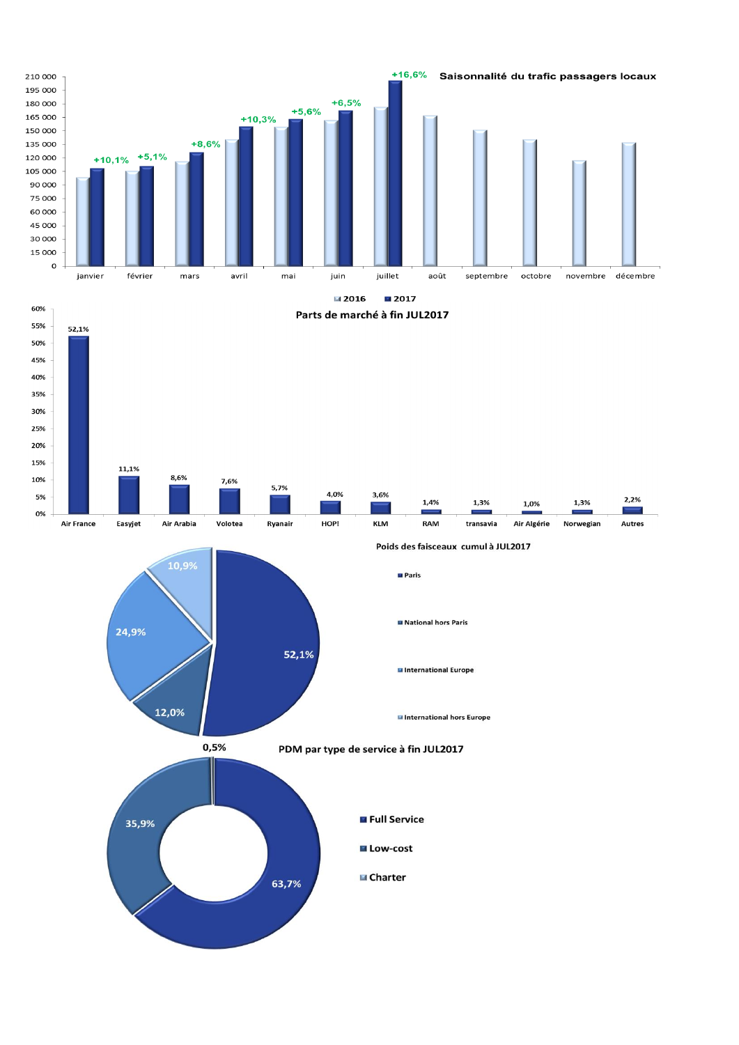Saisonnalité du trafic passagers locaux

210 000
195 000
180 000
165 000
150 000
135 000
120 000
105 000
90 000
75 000
60 000
45 000
30 000
15 000
0

+10,1% +5,1% +8,6% +10,3% +5,6% +6,5% +16,6%

janvier février mars avril mai juin juillet août septembre octobre novembre décembre

2016 2017

Parts de marché à fin JUL2017

60%
55%
50%
45%
40%
35%
30%
25%
20%
15%
10%
5%
0%

Air France 52,1%
Easyjet 11,1%
Air Arabia 8,6%
Volotea 7,6%
Ryanair 5,7%
HOP! 4,0%
KLM 3,6%
RAM 1,4%
transavia 1,3%
Air Algérie 1,0%
Norwegian 1,3%
Autres 2,2%

Poids des faisceaux cumul à JUL2017

52,1%
12,0%
24,9%
10,9%

Paris
National hors Paris
International Europe
International hors Europe

PDM par type de service à fin JUL2017

63,7%
35,9%
0,5%

Full Service
Low-cost
Charter